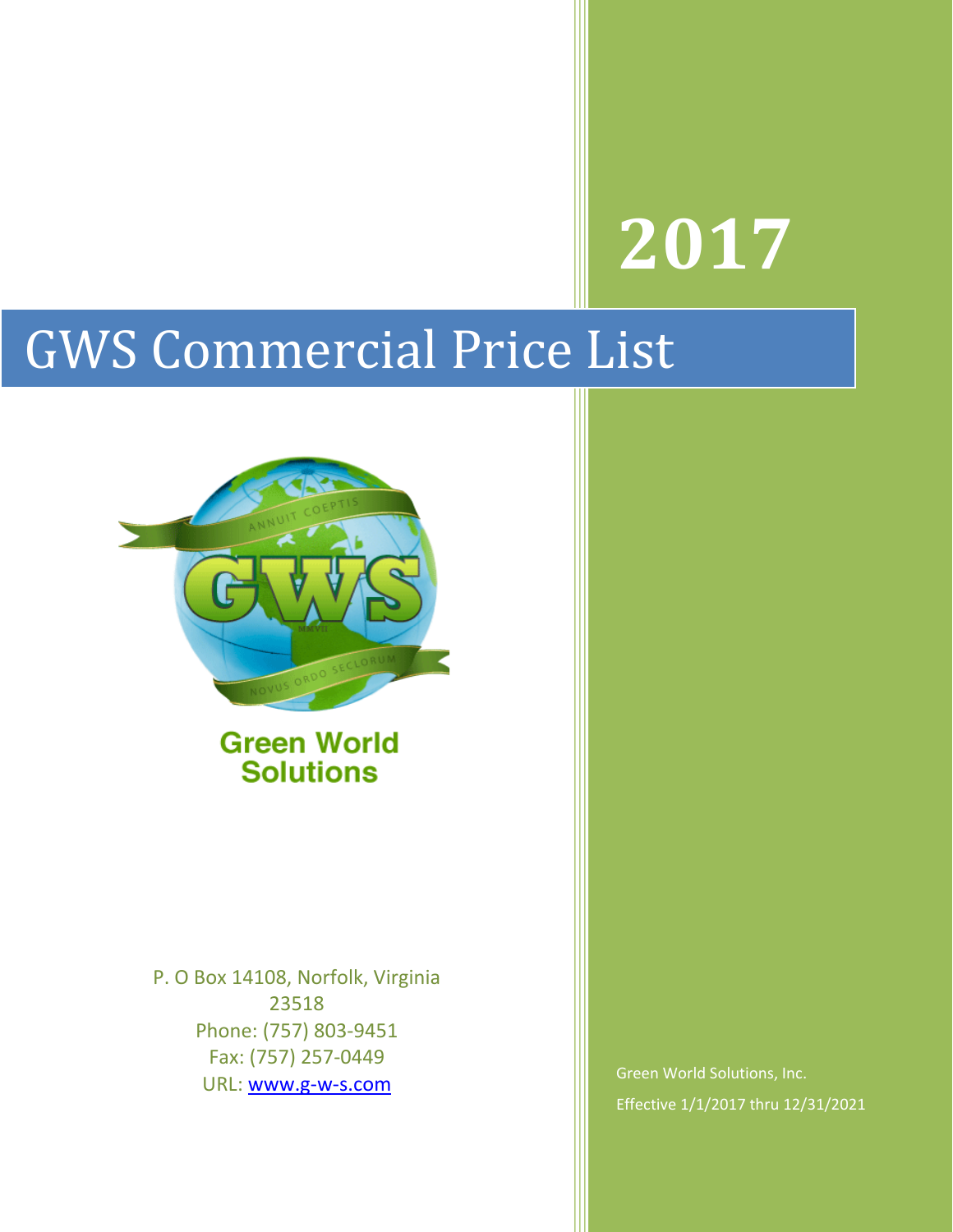# 2017

# GWS Commercial Price List

Green World Solutions

P. O Box 14108, Norfolk, Virginia 23518
Phone: (757) 803-9451
Fax: (757) 257-0449
URL: www.g-w-s.com

Green World Solutions, Inc.

Effective 1/1/2017 thru 12/31/2021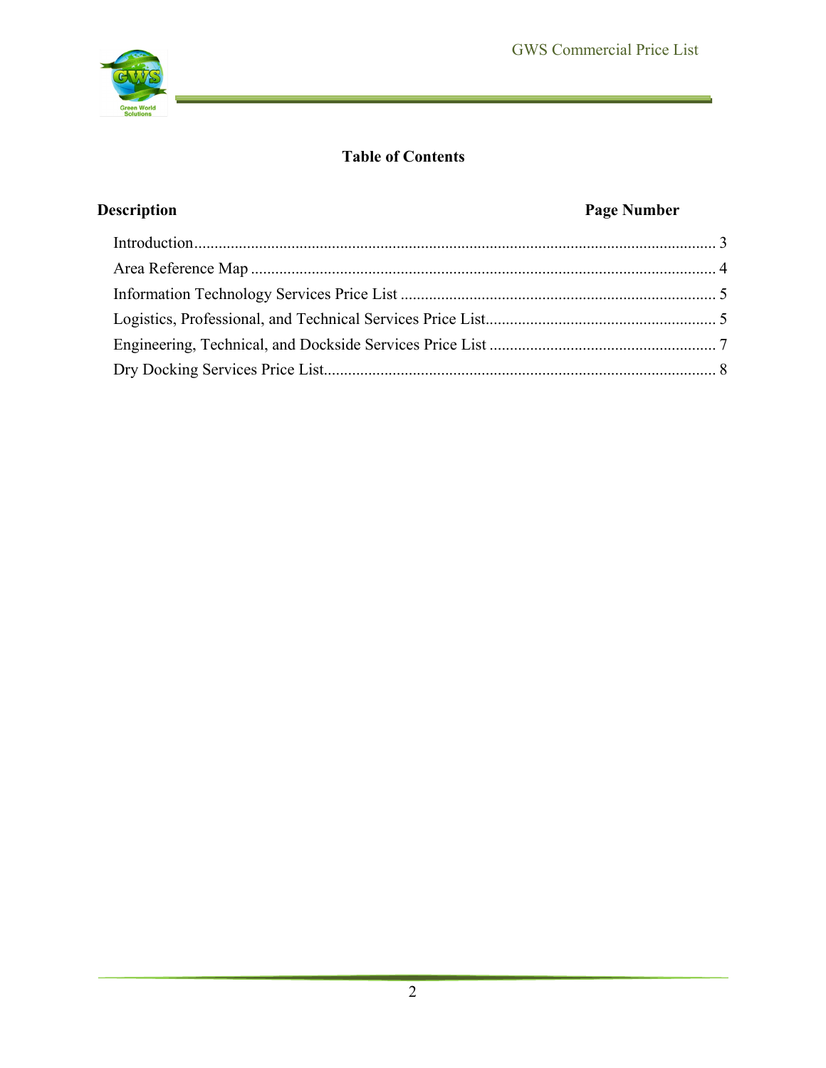# Table of Contents

| Description | Page Number |
|---|---|
| Introduction | 3 |
| Area Reference Map | 4 |
| Information Technology Services Price List | 5 |
| Logistics, Professional, and Technical Services Price List | 5 |
| Engineering, Technical, and Dockside Services Price List | 7 |
| Dry Docking Services Price List | 8 |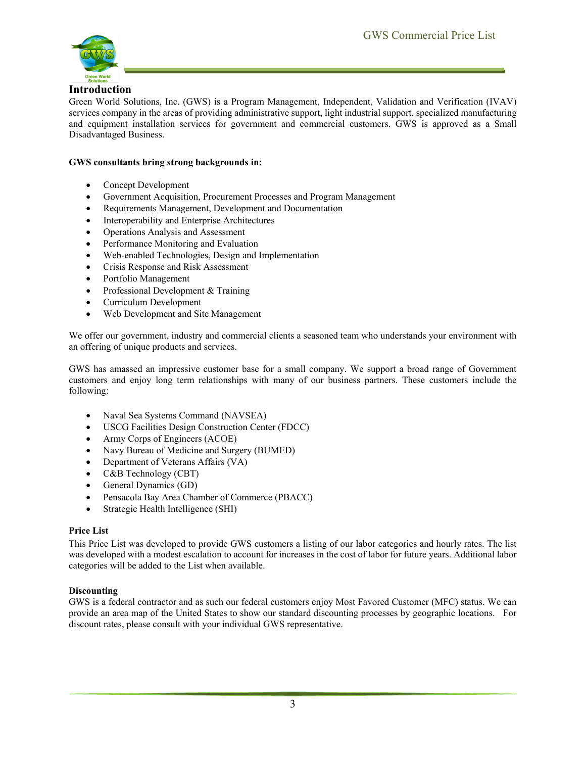## Introduction

Green World Solutions, Inc. (GWS) is a Program Management, Independent, Validation and Verification (IVAV) services company in the areas of providing administrative support, light industrial support, specialized manufacturing and equipment installation services for government and commercial customers. GWS is approved as a Small Disadvantaged Business.

**GWS consultants bring strong backgrounds in:**

- Concept Development
- Government Acquisition, Procurement Processes and Program Management
- Requirements Management, Development and Documentation
- Interoperability and Enterprise Architectures
- Operations Analysis and Assessment
- Performance Monitoring and Evaluation
- Web-enabled Technologies, Design and Implementation
- Crisis Response and Risk Assessment
- Portfolio Management
- Professional Development & Training
- Curriculum Development
- Web Development and Site Management

We offer our government, industry and commercial clients a seasoned team who understands your environment with an offering of unique products and services.

GWS has amassed an impressive customer base for a small company. We support a broad range of Government customers and enjoy long term relationships with many of our business partners. These customers include the following:

- Naval Sea Systems Command (NAVSEA)
- USCG Facilities Design Construction Center (FDCC)
- Army Corps of Engineers (ACOE)
- Navy Bureau of Medicine and Surgery (BUMED)
- Department of Veterans Affairs (VA)
- C&B Technology (CBT)
- General Dynamics (GD)
- Pensacola Bay Area Chamber of Commerce (PBACC)
- Strategic Health Intelligence (SHI)

**Price List**

This Price List was developed to provide GWS customers a listing of our labor categories and hourly rates. The list was developed with a modest escalation to account for increases in the cost of labor for future years. Additional labor categories will be added to the List when available.

**Discounting**

GWS is a federal contractor and as such our federal customers enjoy Most Favored Customer (MFC) status. We can provide an area map of the United States to show our standard discounting processes by geographic locations. For discount rates, please consult with your individual GWS representative.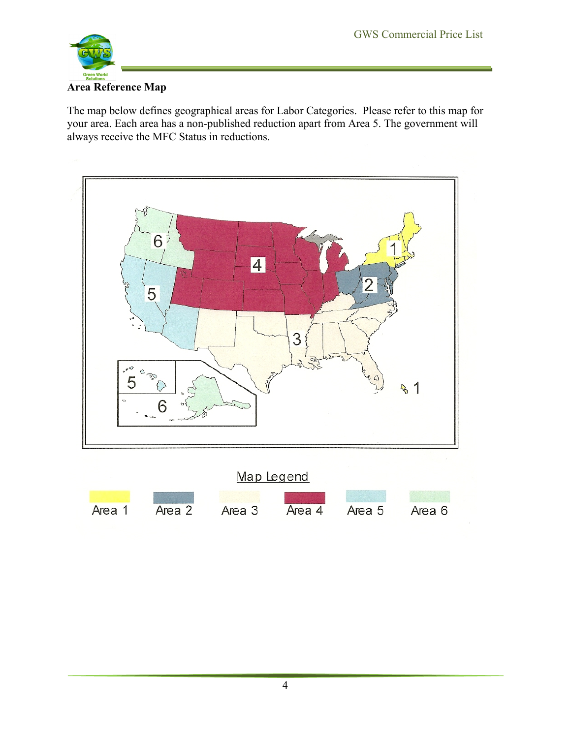## Area Reference Map

The map below defines geographical areas for Labor Categories. Please refer to this map for your area. Each area has a non-published reduction apart from Area 5. The government will always receive the MFC Status in reductions.

Map Legend

Area 1 Area 2 Area 3 Area 4 Area 5 Area 6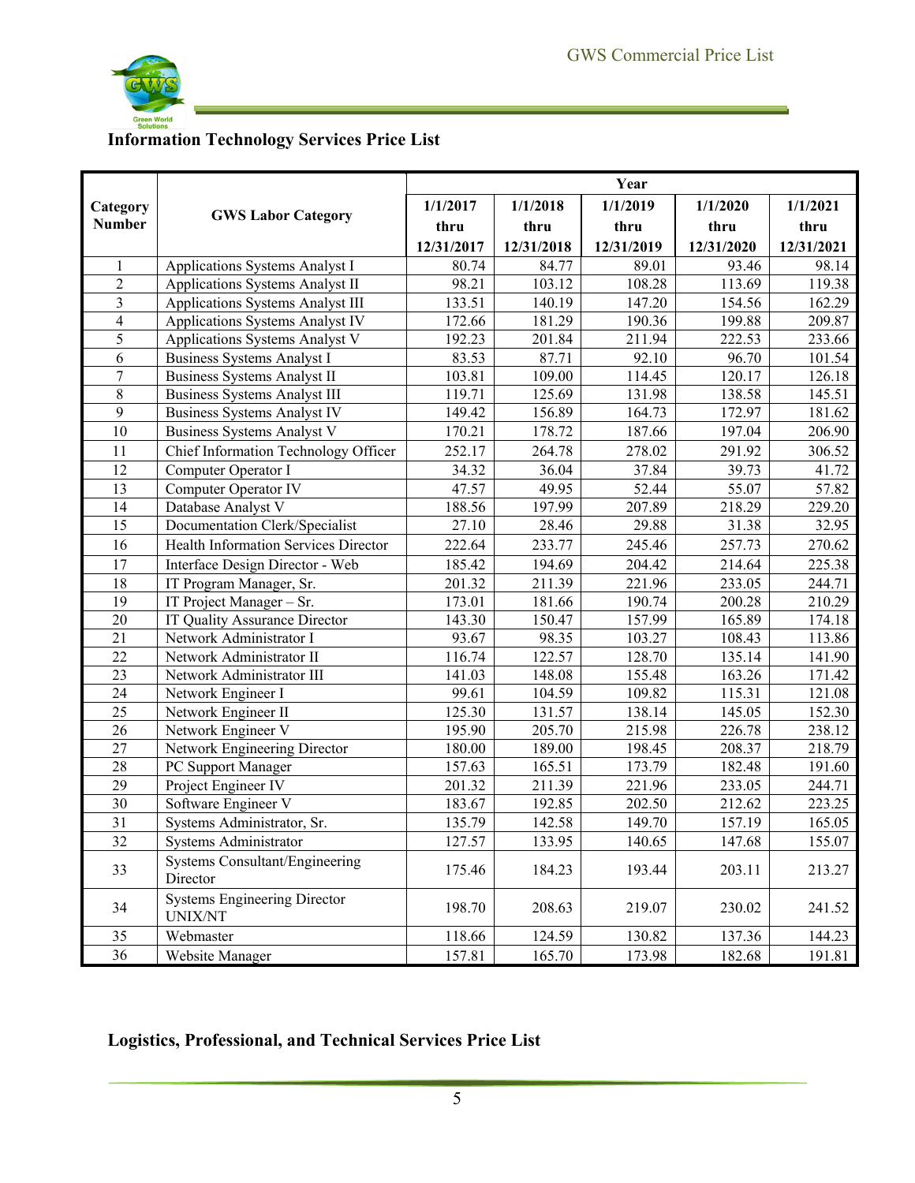## Information Technology Services Price List

| Category Number | GWS Labor Category | Year | | | | |
|---|---|---|---|---|---|---|
| | | 1/1/2017 thru 12/31/2017 | 1/1/2018 thru 12/31/2018 | 1/1/2019 thru 12/31/2019 | 1/1/2020 thru 12/31/2020 | 1/1/2021 thru 12/31/2021 |
| 1 | Applications Systems Analyst I | 80.74 | 84.77 | 89.01 | 93.46 | 98.14 |
| 2 | Applications Systems Analyst II | 98.21 | 103.12 | 108.28 | 113.69 | 119.38 |
| 3 | Applications Systems Analyst III | 133.51 | 140.19 | 147.20 | 154.56 | 162.29 |
| 4 | Applications Systems Analyst IV | 172.66 | 181.29 | 190.36 | 199.88 | 209.87 |
| 5 | Applications Systems Analyst V | 192.23 | 201.84 | 211.94 | 222.53 | 233.66 |
| 6 | Business Systems Analyst I | 83.53 | 87.71 | 92.10 | 96.70 | 101.54 |
| 7 | Business Systems Analyst II | 103.81 | 109.00 | 114.45 | 120.17 | 126.18 |
| 8 | Business Systems Analyst III | 119.71 | 125.69 | 131.98 | 138.58 | 145.51 |
| 9 | Business Systems Analyst IV | 149.42 | 156.89 | 164.73 | 172.97 | 181.62 |
| 10 | Business Systems Analyst V | 170.21 | 178.72 | 187.66 | 197.04 | 206.90 |
| 11 | Chief Information Technology Officer | 252.17 | 264.78 | 278.02 | 291.92 | 306.52 |
| 12 | Computer Operator I | 34.32 | 36.04 | 37.84 | 39.73 | 41.72 |
| 13 | Computer Operator IV | 47.57 | 49.95 | 52.44 | 55.07 | 57.82 |
| 14 | Database Analyst V | 188.56 | 197.99 | 207.89 | 218.29 | 229.20 |
| 15 | Documentation Clerk/Specialist | 27.10 | 28.46 | 29.88 | 31.38 | 32.95 |
| 16 | Health Information Services Director | 222.64 | 233.77 | 245.46 | 257.73 | 270.62 |
| 17 | Interface Design Director - Web | 185.42 | 194.69 | 204.42 | 214.64 | 225.38 |
| 18 | IT Program Manager, Sr. | 201.32 | 211.39 | 221.96 | 233.05 | 244.71 |
| 19 | IT Project Manager – Sr. | 173.01 | 181.66 | 190.74 | 200.28 | 210.29 |
| 20 | IT Quality Assurance Director | 143.30 | 150.47 | 157.99 | 165.89 | 174.18 |
| 21 | Network Administrator I | 93.67 | 98.35 | 103.27 | 108.43 | 113.86 |
| 22 | Network Administrator II | 116.74 | 122.57 | 128.70 | 135.14 | 141.90 |
| 23 | Network Administrator III | 141.03 | 148.08 | 155.48 | 163.26 | 171.42 |
| 24 | Network Engineer I | 99.61 | 104.59 | 109.82 | 115.31 | 121.08 |
| 25 | Network Engineer II | 125.30 | 131.57 | 138.14 | 145.05 | 152.30 |
| 26 | Network Engineer V | 195.90 | 205.70 | 215.98 | 226.78 | 238.12 |
| 27 | Network Engineering Director | 180.00 | 189.00 | 198.45 | 208.37 | 218.79 |
| 28 | PC Support Manager | 157.63 | 165.51 | 173.79 | 182.48 | 191.60 |
| 29 | Project Engineer IV | 201.32 | 211.39 | 221.96 | 233.05 | 244.71 |
| 30 | Software Engineer V | 183.67 | 192.85 | 202.50 | 212.62 | 223.25 |
| 31 | Systems Administrator, Sr. | 135.79 | 142.58 | 149.70 | 157.19 | 165.05 |
| 32 | Systems Administrator | 127.57 | 133.95 | 140.65 | 147.68 | 155.07 |
| 33 | Systems Consultant/Engineering Director | 175.46 | 184.23 | 193.44 | 203.11 | 213.27 |
| 34 | Systems Engineering Director UNIX/NT | 198.70 | 208.63 | 219.07 | 230.02 | 241.52 |
| 35 | Webmaster | 118.66 | 124.59 | 130.82 | 137.36 | 144.23 |
| 36 | Website Manager | 157.81 | 165.70 | 173.98 | 182.68 | 191.81 |

## Logistics, Professional, and Technical Services Price List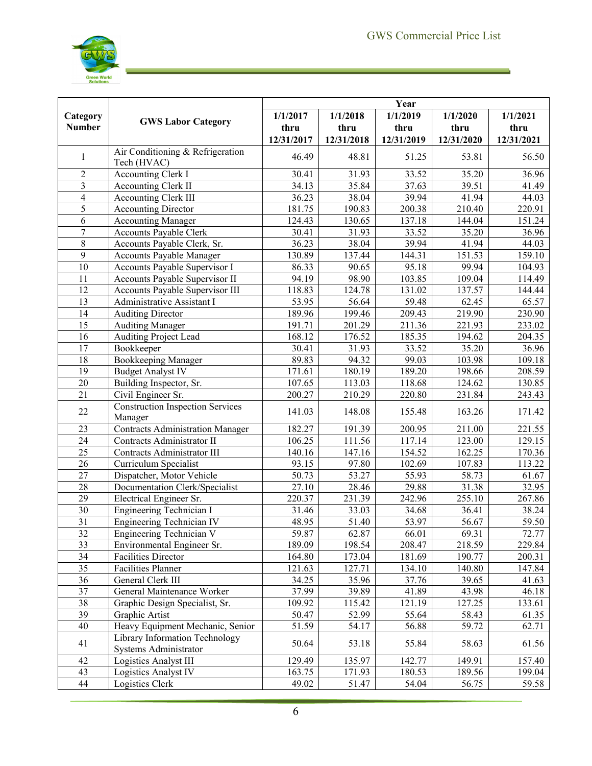| Category Number | GWS Labor Category | Year | | | | |
|---|---|---|---|---|---|---|
| | | 1/1/2017 thru 12/31/2017 | 1/1/2018 thru 12/31/2018 | 1/1/2019 thru 12/31/2019 | 1/1/2020 thru 12/31/2020 | 1/1/2021 thru 12/31/2021 |
| 1 | Air Conditioning & Refrigeration Tech (HVAC) | 46.49 | 48.81 | 51.25 | 53.81 | 56.50 |
| 2 | Accounting Clerk I | 30.41 | 31.93 | 33.52 | 35.20 | 36.96 |
| 3 | Accounting Clerk II | 34.13 | 35.84 | 37.63 | 39.51 | 41.49 |
| 4 | Accounting Clerk III | 36.23 | 38.04 | 39.94 | 41.94 | 44.03 |
| 5 | Accounting Director | 181.75 | 190.83 | 200.38 | 210.40 | 220.91 |
| 6 | Accounting Manager | 124.43 | 130.65 | 137.18 | 144.04 | 151.24 |
| 7 | Accounts Payable Clerk | 30.41 | 31.93 | 33.52 | 35.20 | 36.96 |
| 8 | Accounts Payable Clerk, Sr. | 36.23 | 38.04 | 39.94 | 41.94 | 44.03 |
| 9 | Accounts Payable Manager | 130.89 | 137.44 | 144.31 | 151.53 | 159.10 |
| 10 | Accounts Payable Supervisor I | 86.33 | 90.65 | 95.18 | 99.94 | 104.93 |
| 11 | Accounts Payable Supervisor II | 94.19 | 98.90 | 103.85 | 109.04 | 114.49 |
| 12 | Accounts Payable Supervisor III | 118.83 | 124.78 | 131.02 | 137.57 | 144.44 |
| 13 | Administrative Assistant I | 53.95 | 56.64 | 59.48 | 62.45 | 65.57 |
| 14 | Auditing Director | 189.96 | 199.46 | 209.43 | 219.90 | 230.90 |
| 15 | Auditing Manager | 191.71 | 201.29 | 211.36 | 221.93 | 233.02 |
| 16 | Auditing Project Lead | 168.12 | 176.52 | 185.35 | 194.62 | 204.35 |
| 17 | Bookkeeper | 30.41 | 31.93 | 33.52 | 35.20 | 36.96 |
| 18 | Bookkeeping Manager | 89.83 | 94.32 | 99.03 | 103.98 | 109.18 |
| 19 | Budget Analyst IV | 171.61 | 180.19 | 189.20 | 198.66 | 208.59 |
| 20 | Building Inspector, Sr. | 107.65 | 113.03 | 118.68 | 124.62 | 130.85 |
| 21 | Civil Engineer Sr. | 200.27 | 210.29 | 220.80 | 231.84 | 243.43 |
| 22 | Construction Inspection Services Manager | 141.03 | 148.08 | 155.48 | 163.26 | 171.42 |
| 23 | Contracts Administration Manager | 182.27 | 191.39 | 200.95 | 211.00 | 221.55 |
| 24 | Contracts Administrator II | 106.25 | 111.56 | 117.14 | 123.00 | 129.15 |
| 25 | Contracts Administrator III | 140.16 | 147.16 | 154.52 | 162.25 | 170.36 |
| 26 | Curriculum Specialist | 93.15 | 97.80 | 102.69 | 107.83 | 113.22 |
| 27 | Dispatcher, Motor Vehicle | 50.73 | 53.27 | 55.93 | 58.73 | 61.67 |
| 28 | Documentation Clerk/Specialist | 27.10 | 28.46 | 29.88 | 31.38 | 32.95 |
| 29 | Electrical Engineer Sr. | 220.37 | 231.39 | 242.96 | 255.10 | 267.86 |
| 30 | Engineering Technician I | 31.46 | 33.03 | 34.68 | 36.41 | 38.24 |
| 31 | Engineering Technician IV | 48.95 | 51.40 | 53.97 | 56.67 | 59.50 |
| 32 | Engineering Technician V | 59.87 | 62.87 | 66.01 | 69.31 | 72.77 |
| 33 | Environmental Engineer Sr. | 189.09 | 198.54 | 208.47 | 218.59 | 229.84 |
| 34 | Facilities Director | 164.80 | 173.04 | 181.69 | 190.77 | 200.31 |
| 35 | Facilities Planner | 121.63 | 127.71 | 134.10 | 140.80 | 147.84 |
| 36 | General Clerk III | 34.25 | 35.96 | 37.76 | 39.65 | 41.63 |
| 37 | General Maintenance Worker | 37.99 | 39.89 | 41.89 | 43.98 | 46.18 |
| 38 | Graphic Design Specialist, Sr. | 109.92 | 115.42 | 121.19 | 127.25 | 133.61 |
| 39 | Graphic Artist | 50.47 | 52.99 | 55.64 | 58.43 | 61.35 |
| 40 | Heavy Equipment Mechanic, Senior | 51.59 | 54.17 | 56.88 | 59.72 | 62.71 |
| 41 | Library Information Technology Systems Administrator | 50.64 | 53.18 | 55.84 | 58.63 | 61.56 |
| 42 | Logistics Analyst III | 129.49 | 135.97 | 142.77 | 149.91 | 157.40 |
| 43 | Logistics Analyst IV | 163.75 | 171.93 | 180.53 | 189.56 | 199.04 |
| 44 | Logistics Clerk | 49.02 | 51.47 | 54.04 | 56.75 | 59.58 |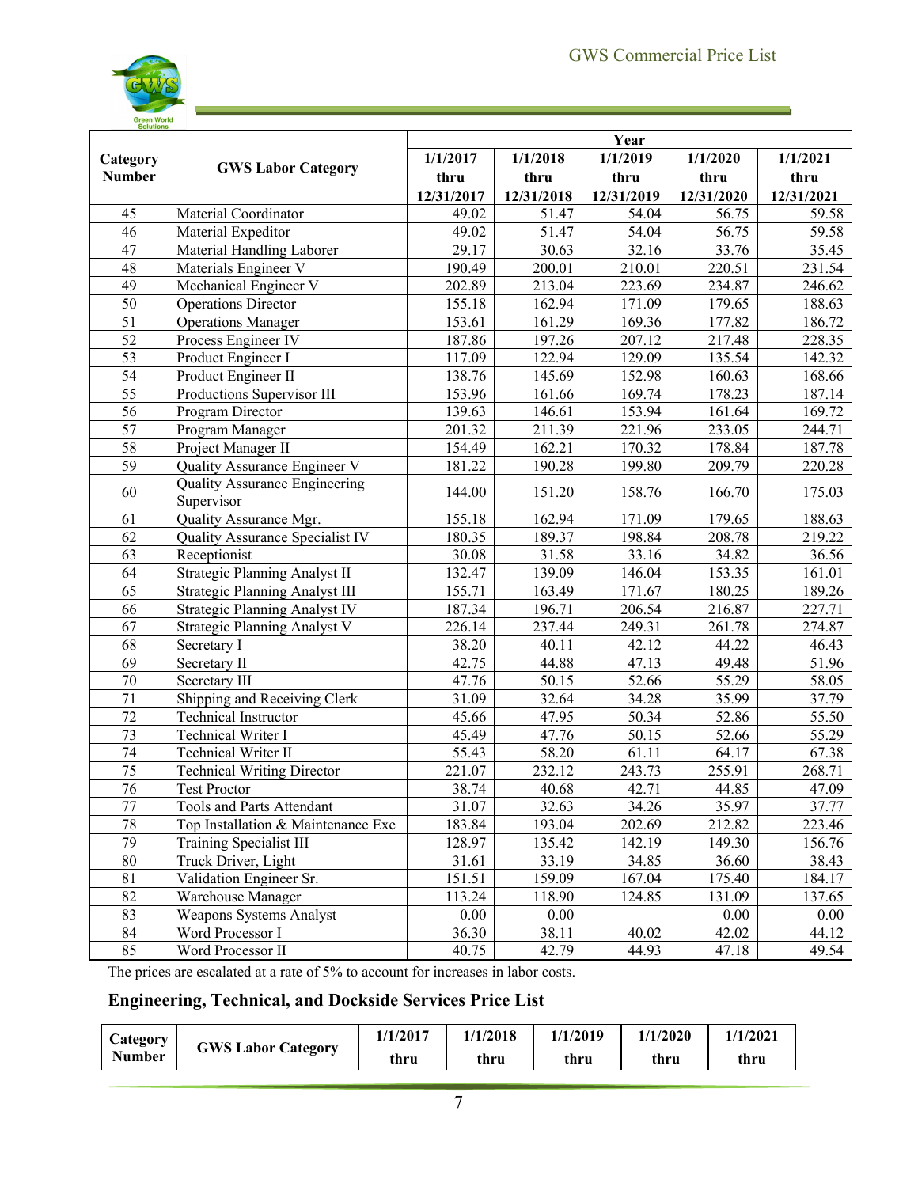| Category Number | GWS Labor Category | Year | | | | |
|---|---|---|---|---|---|---|
| | | 1/1/2017 thru 12/31/2017 | 1/1/2018 thru 12/31/2018 | 1/1/2019 thru 12/31/2019 | 1/1/2020 thru 12/31/2020 | 1/1/2021 thru 12/31/2021 |
| 45 | Material Coordinator | 49.02 | 51.47 | 54.04 | 56.75 | 59.58 |
| 46 | Material Expeditor | 49.02 | 51.47 | 54.04 | 56.75 | 59.58 |
| 47 | Material Handling Laborer | 29.17 | 30.63 | 32.16 | 33.76 | 35.45 |
| 48 | Materials Engineer V | 190.49 | 200.01 | 210.01 | 220.51 | 231.54 |
| 49 | Mechanical Engineer V | 202.89 | 213.04 | 223.69 | 234.87 | 246.62 |
| 50 | Operations Director | 155.18 | 162.94 | 171.09 | 179.65 | 188.63 |
| 51 | Operations Manager | 153.61 | 161.29 | 169.36 | 177.82 | 186.72 |
| 52 | Process Engineer IV | 187.86 | 197.26 | 207.12 | 217.48 | 228.35 |
| 53 | Product Engineer I | 117.09 | 122.94 | 129.09 | 135.54 | 142.32 |
| 54 | Product Engineer II | 138.76 | 145.69 | 152.98 | 160.63 | 168.66 |
| 55 | Productions Supervisor III | 153.96 | 161.66 | 169.74 | 178.23 | 187.14 |
| 56 | Program Director | 139.63 | 146.61 | 153.94 | 161.64 | 169.72 |
| 57 | Program Manager | 201.32 | 211.39 | 221.96 | 233.05 | 244.71 |
| 58 | Project Manager II | 154.49 | 162.21 | 170.32 | 178.84 | 187.78 |
| 59 | Quality Assurance Engineer V | 181.22 | 190.28 | 199.80 | 209.79 | 220.28 |
| 60 | Quality Assurance Engineering Supervisor | 144.00 | 151.20 | 158.76 | 166.70 | 175.03 |
| 61 | Quality Assurance Mgr. | 155.18 | 162.94 | 171.09 | 179.65 | 188.63 |
| 62 | Quality Assurance Specialist IV | 180.35 | 189.37 | 198.84 | 208.78 | 219.22 |
| 63 | Receptionist | 30.08 | 31.58 | 33.16 | 34.82 | 36.56 |
| 64 | Strategic Planning Analyst II | 132.47 | 139.09 | 146.04 | 153.35 | 161.01 |
| 65 | Strategic Planning Analyst III | 155.71 | 163.49 | 171.67 | 180.25 | 189.26 |
| 66 | Strategic Planning Analyst IV | 187.34 | 196.71 | 206.54 | 216.87 | 227.71 |
| 67 | Strategic Planning Analyst V | 226.14 | 237.44 | 249.31 | 261.78 | 274.87 |
| 68 | Secretary I | 38.20 | 40.11 | 42.12 | 44.22 | 46.43 |
| 69 | Secretary II | 42.75 | 44.88 | 47.13 | 49.48 | 51.96 |
| 70 | Secretary III | 47.76 | 50.15 | 52.66 | 55.29 | 58.05 |
| 71 | Shipping and Receiving Clerk | 31.09 | 32.64 | 34.28 | 35.99 | 37.79 |
| 72 | Technical Instructor | 45.66 | 47.95 | 50.34 | 52.86 | 55.50 |
| 73 | Technical Writer I | 45.49 | 47.76 | 50.15 | 52.66 | 55.29 |
| 74 | Technical Writer II | 55.43 | 58.20 | 61.11 | 64.17 | 67.38 |
| 75 | Technical Writing Director | 221.07 | 232.12 | 243.73 | 255.91 | 268.71 |
| 76 | Test Proctor | 38.74 | 40.68 | 42.71 | 44.85 | 47.09 |
| 77 | Tools and Parts Attendant | 31.07 | 32.63 | 34.26 | 35.97 | 37.77 |
| 78 | Top Installation & Maintenance Exe | 183.84 | 193.04 | 202.69 | 212.82 | 223.46 |
| 79 | Training Specialist III | 128.97 | 135.42 | 142.19 | 149.30 | 156.76 |
| 80 | Truck Driver, Light | 31.61 | 33.19 | 34.85 | 36.60 | 38.43 |
| 81 | Validation Engineer Sr. | 151.51 | 159.09 | 167.04 | 175.40 | 184.17 |
| 82 | Warehouse Manager | 113.24 | 118.90 | 124.85 | 131.09 | 137.65 |
| 83 | Weapons Systems Analyst | 0.00 | 0.00 | | 0.00 | 0.00 |
| 84 | Word Processor I | 36.30 | 38.11 | 40.02 | 42.02 | 44.12 |
| 85 | Word Processor II | 40.75 | 42.79 | 44.93 | 47.18 | 49.54 |

The prices are escalated at a rate of 5% to account for increases in labor costs.

## Engineering, Technical, and Dockside Services Price List

| Category Number | GWS Labor Category | 1/1/2017 thru | 1/1/2018 thru | 1/1/2019 thru | 1/1/2020 thru | 1/1/2021 thru |
|---|---|---|---|---|---|---|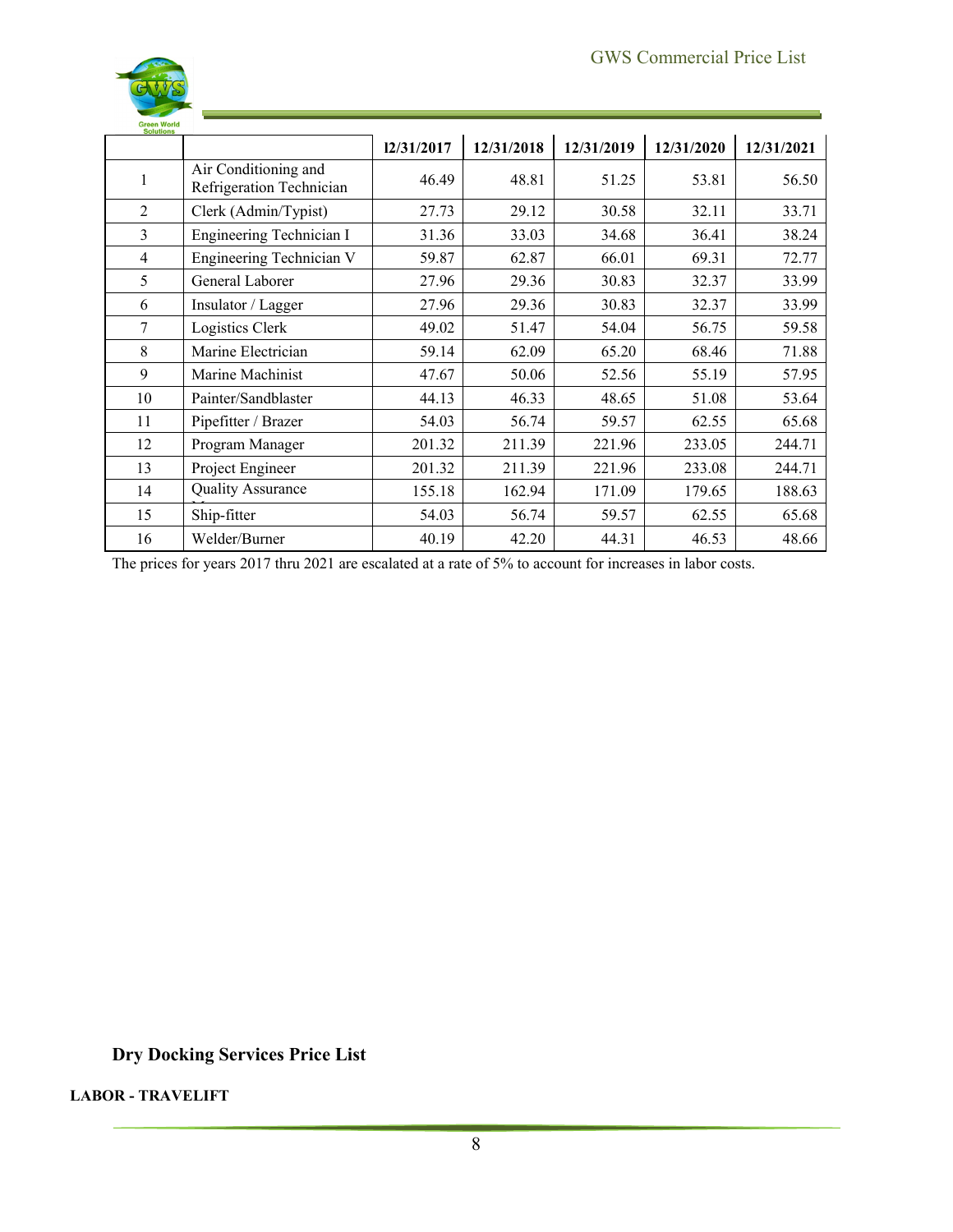| | | 12/31/2017 | 12/31/2018 | 12/31/2019 | 12/31/2020 | 12/31/2021 |
|---|---|---|---|---|---|---|
| 1 | Air Conditioning and Refrigeration Technician | 46.49 | 48.81 | 51.25 | 53.81 | 56.50 |
| 2 | Clerk (Admin/Typist) | 27.73 | 29.12 | 30.58 | 32.11 | 33.71 |
| 3 | Engineering Technician I | 31.36 | 33.03 | 34.68 | 36.41 | 38.24 |
| 4 | Engineering Technician V | 59.87 | 62.87 | 66.01 | 69.31 | 72.77 |
| 5 | General Laborer | 27.96 | 29.36 | 30.83 | 32.37 | 33.99 |
| 6 | Insulator / Lagger | 27.96 | 29.36 | 30.83 | 32.37 | 33.99 |
| 7 | Logistics Clerk | 49.02 | 51.47 | 54.04 | 56.75 | 59.58 |
| 8 | Marine Electrician | 59.14 | 62.09 | 65.20 | 68.46 | 71.88 |
| 9 | Marine Machinist | 47.67 | 50.06 | 52.56 | 55.19 | 57.95 |
| 10 | Painter/Sandblaster | 44.13 | 46.33 | 48.65 | 51.08 | 53.64 |
| 11 | Pipefitter / Brazer | 54.03 | 56.74 | 59.57 | 62.55 | 65.68 |
| 12 | Program Manager | 201.32 | 211.39 | 221.96 | 233.05 | 244.71 |
| 13 | Project Engineer | 201.32 | 211.39 | 221.96 | 233.08 | 244.71 |
| 14 | Quality Assurance | 155.18 | 162.94 | 171.09 | 179.65 | 188.63 |
| 15 | Ship-fitter | 54.03 | 56.74 | 59.57 | 62.55 | 65.68 |
| 16 | Welder/Burner | 40.19 | 42.20 | 44.31 | 46.53 | 48.66 |

The prices for years 2017 thru 2021 are escalated at a rate of 5% to account for increases in labor costs.

## Dry Docking Services Price List

**LABOR - TRAVELIFT**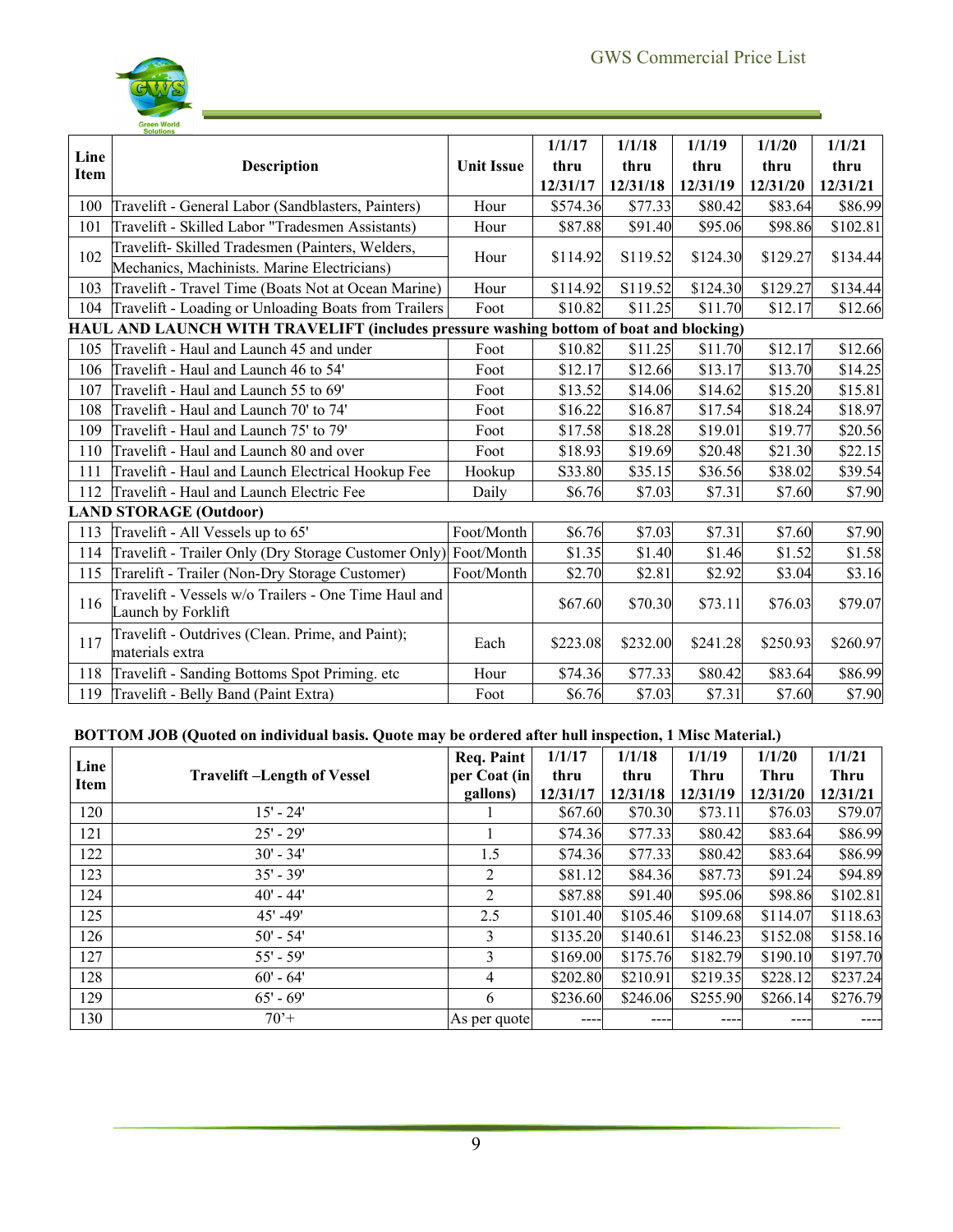| Line Item | Description | Unit Issue | 1/1/17 thru 12/31/17 | 1/1/18 thru 12/31/18 | 1/1/19 thru 12/31/19 | 1/1/20 thru 12/31/20 | 1/1/21 thru 12/31/21 |
|---|---|---|---|---|---|---|---|
| 100 | Travelift - General Labor (Sandblasters, Painters) | Hour | $574.36 | $77.33 | $80.42 | $83.64 | $86.99 |
| 101 | Travelift - Skilled Labor "Tradesmen Assistants) | Hour | $87.88 | $91.40 | $95.06 | $98.86 | $102.81 |
| 102 | Travelift- Skilled Tradesmen (Painters, Welders, Mechanics, Machinists. Marine Electricians) | Hour | $114.92 | S119.52 | $124.30 | $129.27 | $134.44 |
| 103 | Travelift - Travel Time (Boats Not at Ocean Marine) | Hour | $114.92 | S119.52 | $124.30 | $129.27 | $134.44 |
| 104 | Travelift - Loading or Unloading Boats from Trailers | Foot | $10.82 | $11.25 | $11.70 | $12.17 | $12.66 |
| **HAUL AND LAUNCH WITH TRAVELIFT (includes pressure washing bottom of boat and blocking)** | | | | | | | |
| 105 | Travelift - Haul and Launch 45 and under | Foot | $10.82 | $11.25 | $11.70 | $12.17 | $12.66 |
| 106 | Travelift - Haul and Launch 46 to 54' | Foot | $12.17 | $12.66 | $13.17 | $13.70 | $14.25 |
| 107 | Travelift - Haul and Launch 55 to 69' | Foot | $13.52 | $14.06 | $14.62 | $15.20 | $15.81 |
| 108 | Travelift - Haul and Launch 70' to 74' | Foot | $16.22 | $16.87 | $17.54 | $18.24 | $18.97 |
| 109 | Travelift - Haul and Launch 75' to 79' | Foot | $17.58 | $18.28 | $19.01 | $19.77 | $20.56 |
| 110 | Travelift - Haul and Launch 80 and over | Foot | $18.93 | $19.69 | $20.48 | $21.30 | $22.15 |
| 111 | Travelift - Haul and Launch Electrical Hookup Fee | Hookup | S33.80 | $35.15 | $36.56 | $38.02 | $39.54 |
| 112 | Travelift - Haul and Launch Electric Fee | Daily | $6.76 | $7.03 | $7.31 | $7.60 | $7.90 |
| **LAND STORAGE (Outdoor)** | | | | | | | |
| 113 | Travelift - All Vessels up to 65' | Foot/Month | $6.76 | $7.03 | $7.31 | $7.60 | $7.90 |
| 114 | Travelift - Trailer Only (Dry Storage Customer Only) | Foot/Month | $1.35 | $1.40 | $1.46 | $1.52 | $1.58 |
| 115 | Trarelift - Trailer (Non-Dry Storage Customer) | Foot/Month | $2.70 | $2.81 | $2.92 | $3.04 | $3.16 |
| 116 | Travelift - Vessels w/o Trailers - One Time Haul and Launch by Forklift | | $67.60 | $70.30 | $73.11 | $76.03 | $79.07 |
| 117 | Travelift - Outdrives (Clean. Prime, and Paint); materials extra | Each | $223.08 | $232.00 | $241.28 | $250.93 | $260.97 |
| 118 | Travelift - Sanding Bottoms Spot Priming. etc | Hour | $74.36 | $77.33 | $80.42 | $83.64 | $86.99 |
| 119 | Travelift - Belly Band (Paint Extra) | Foot | $6.76 | $7.03 | $7.31 | $7.60 | $7.90 |

**BOTTOM JOB (Quoted on individual basis. Quote may be ordered after hull inspection, 1 Misc Material.)**

| Line Item | Travelift –Length of Vessel | Req. Paint per Coat (in gallons) | 1/1/17 thru 12/31/17 | 1/1/18 thru 12/31/18 | 1/1/19 Thru 12/31/19 | 1/1/20 Thru 12/31/20 | 1/1/21 Thru 12/31/21 |
|---|---|---|---|---|---|---|---|
| 120 | 15' - 24' | 1 | $67.60 | $70.30 | $73.11 | $76.03 | S79.07 |
| 121 | 25' - 29' | 1 | $74.36 | $77.33 | $80.42 | $83.64 | $86.99 |
| 122 | 30' - 34' | 1.5 | $74.36 | $77.33 | $80.42 | $83.64 | $86.99 |
| 123 | 35' - 39' | 2 | $81.12 | $84.36 | $87.73 | $91.24 | $94.89 |
| 124 | 40' - 44' | 2 | $87.88 | $91.40 | $95.06 | $98.86 | $102.81 |
| 125 | 45' -49' | 2.5 | $101.40 | $105.46 | $109.68 | $114.07 | $118.63 |
| 126 | 50' - 54' | 3 | $135.20 | $140.61 | $146.23 | $152.08 | $158.16 |
| 127 | 55' - 59' | 3 | $169.00 | $175.76 | $182.79 | $190.10 | $197.70 |
| 128 | 60' - 64' | 4 | $202.80 | $210.91 | $219.35 | $228.12 | $237.24 |
| 129 | 65' - 69' | 6 | $236.60 | $246.06 | S255.90 | $266.14 | $276.79 |
| 130 | 70'+ | As per quote | ---- | ---- | ---- | ---- | ---- |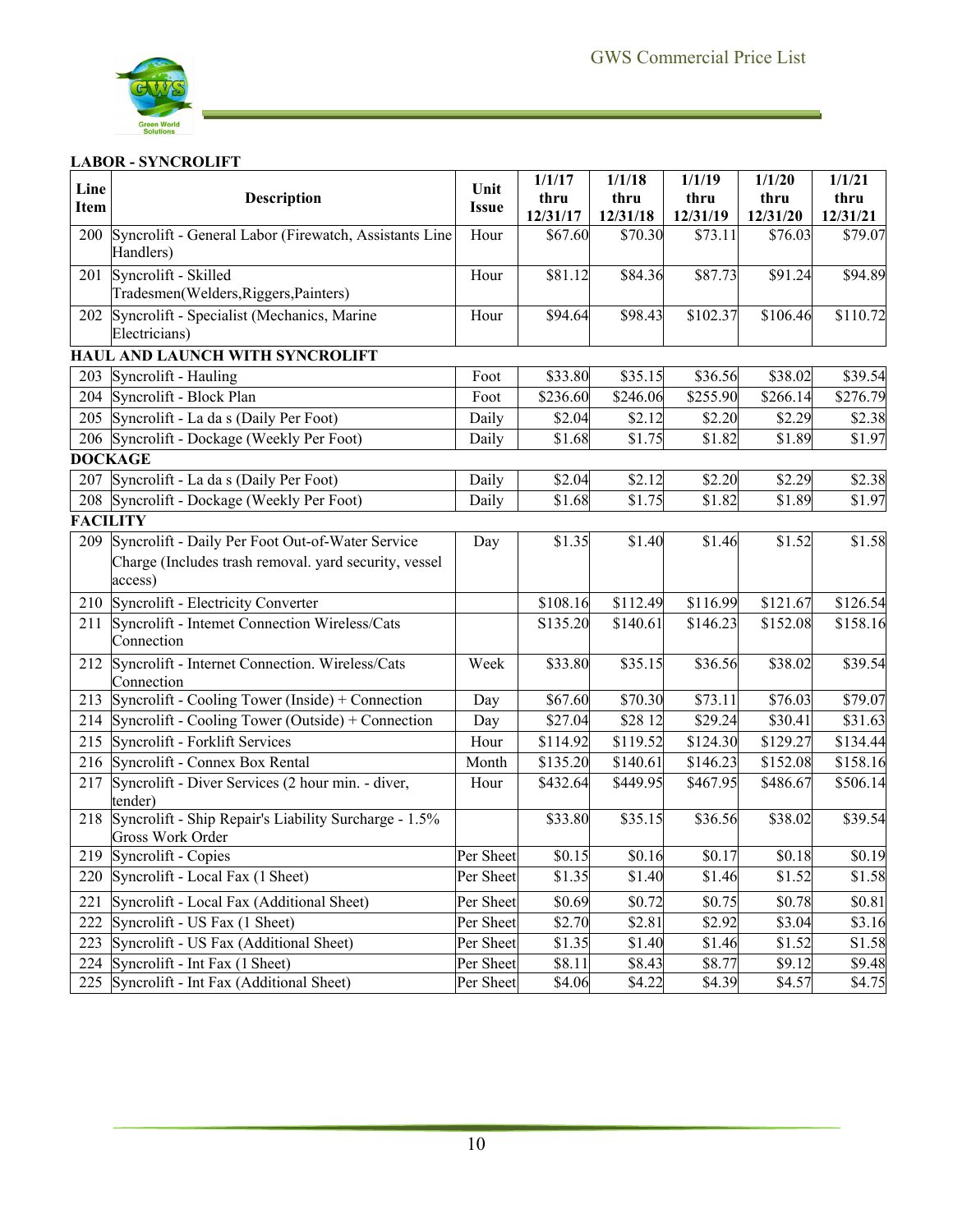GWS Commercial Price List

**LABOR - SYNCROLIFT**

| Line Item | Description | Unit Issue | 1/1/17 thru 12/31/17 | 1/1/18 thru 12/31/18 | 1/1/19 thru 12/31/19 | 1/1/20 thru 12/31/20 | 1/1/21 thru 12/31/21 |
|---|---|---|---|---|---|---|---|
| 200 | Syncrolift - General Labor (Firewatch, Assistants Line Handlers) | Hour | $67.60 | $70.30 | $73.11 | $76.03 | $79.07 |
| 201 | Syncrolift - Skilled Tradesmen(Welders,Riggers,Painters) | Hour | $81.12 | $84.36 | $87.73 | $91.24 | $94.89 |
| 202 | Syncrolift - Specialist (Mechanics, Marine Electricians) | Hour | $94.64 | $98.43 | $102.37 | $106.46 | $110.72 |
| **HAUL AND LAUNCH WITH SYNCROLIFT** | | | | | | | |
| 203 | Syncrolift - Hauling | Foot | $33.80 | $35.15 | $36.56 | $38.02 | $39.54 |
| 204 | Syncrolift - Block Plan | Foot | $236.60 | $246.06 | $255.90 | $266.14 | $276.79 |
| 205 | Syncrolift - La da s (Daily Per Foot) | Daily | $2.04 | $2.12 | $2.20 | $2.29 | $2.38 |
| 206 | Syncrolift - Dockage (Weekly Per Foot) | Daily | $1.68 | $1.75 | $1.82 | $1.89 | $1.97 |
| **DOCKAGE** | | | | | | | |
| 207 | Syncrolift - La da s (Daily Per Foot) | Daily | $2.04 | $2.12 | $2.20 | $2.29 | $2.38 |
| 208 | Syncrolift - Dockage (Weekly Per Foot) | Daily | $1.68 | $1.75 | $1.82 | $1.89 | $1.97 |
| **FACILITY** | | | | | | | |
| 209 | Syncrolift - Daily Per Foot Out-of-Water Service Charge (Includes trash removal. yard security, vessel access) | Day | $1.35 | $1.40 | $1.46 | $1.52 | $1.58 |
| 210 | Syncrolift - Electricity Converter | | $108.16 | $112.49 | $116.99 | $121.67 | $126.54 |
| 211 | Syncrolift - Intemet Connection Wireless/Cats Connection | | S135.20 | $140.61 | $146.23 | $152.08 | $158.16 |
| 212 | Syncrolift - Internet Connection. Wireless/Cats Connection | Week | $33.80 | $35.15 | $36.56 | $38.02 | $39.54 |
| 213 | Syncrolift - Cooling Tower (Inside) + Connection | Day | $67.60 | $70.30 | $73.11 | $76.03 | $79.07 |
| 214 | Syncrolift - Cooling Tower (Outside) + Connection | Day | $27.04 | $28 12 | $29.24 | $30.41 | $31.63 |
| 215 | Syncrolift - Forklift Services | Hour | $114.92 | $119.52 | $124.30 | $129.27 | $134.44 |
| 216 | Syncrolift - Connex Box Rental | Month | $135.20 | $140.61 | $146.23 | $152.08 | $158.16 |
| 217 | Syncrolift - Diver Services (2 hour min. - diver, tender) | Hour | $432.64 | $449.95 | $467.95 | $486.67 | $506.14 |
| 218 | Syncrolift - Ship Repair's Liability Surcharge - 1.5% Gross Work Order | | $33.80 | $35.15 | $36.56 | $38.02 | $39.54 |
| 219 | Syncrolift - Copies | Per Sheet | $0.15 | $0.16 | $0.17 | $0.18 | $0.19 |
| 220 | Syncrolift - Local Fax (1 Sheet) | Per Sheet | $1.35 | $1.40 | $1.46 | $1.52 | $1.58 |
| 221 | Syncrolift - Local Fax (Additional Sheet) | Per Sheet | $0.69 | $0.72 | $0.75 | $0.78 | $0.81 |
| 222 | Syncrolift - US Fax (1 Sheet) | Per Sheet | $2.70 | $2.81 | $2.92 | $3.04 | $3.16 |
| 223 | Syncrolift - US Fax (Additional Sheet) | Per Sheet | $1.35 | $1.40 | $1.46 | $1.52 | S1.58 |
| 224 | Syncrolift - Int Fax (1 Sheet) | Per Sheet | $8.11 | $8.43 | $8.77 | $9.12 | $9.48 |
| 225 | Syncrolift - Int Fax (Additional Sheet) | Per Sheet | $4.06 | $4.22 | $4.39 | $4.57 | $4.75 |